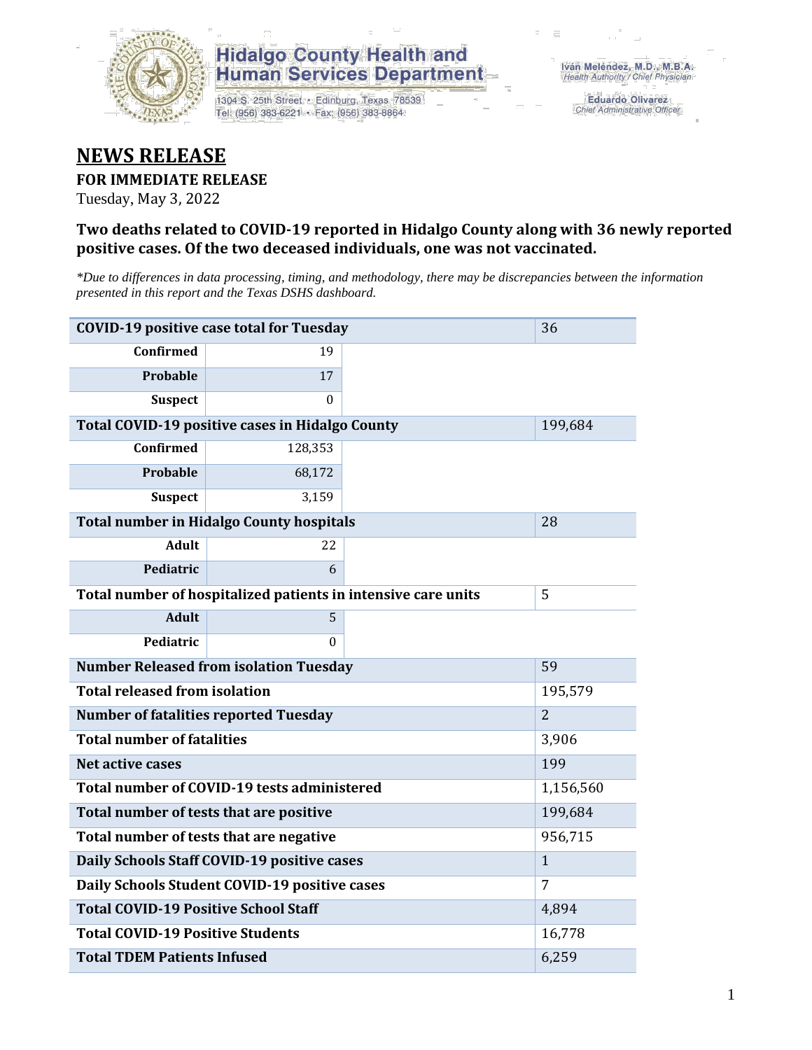Hidalgo County Health and Human Services Department

1304 S. 25th Street • Edinburg, Texas 78539
Tel: (956) 383-6221 • Fax: (956) 383-8864

Iván Meléndez, M.D., M.B.A.
Health Authority / Chief Physician

Eduardo Olivarez
Chief Administrative Officer

# NEWS RELEASE

**FOR IMMEDIATE RELEASE**

Tuesday, May 3, 2022

### Two deaths related to COVID-19 reported in Hidalgo County along with 36 newly reported positive cases. Of the two deceased individuals, one was not vaccinated.

*\*Due to differences in data processing, timing, and methodology, there may be discrepancies between the information presented in this report and the Texas DSHS dashboard.*

| COVID-19 positive case total for Tuesday | | | 36 |
|---|---|---|---|
| Confirmed | 19 | | |
| Probable | 17 | | |
| Suspect | 0 | | |
| **Total COVID-19 positive cases in Hidalgo County** | | | 199,684 |
| Confirmed | 128,353 | | |
| Probable | 68,172 | | |
| Suspect | 3,159 | | |
| **Total number in Hidalgo County hospitals** | | | 28 |
| Adult | 22 | | |
| Pediatric | 6 | | |
| **Total number of hospitalized patients in intensive care units** | | | 5 |
| Adult | 5 | | |
| Pediatric | 0 | | |
| **Number Released from isolation Tuesday** | | | 59 |
| **Total released from isolation** | | | 195,579 |
| **Number of fatalities reported Tuesday** | | | 2 |
| **Total number of fatalities** | | | 3,906 |
| **Net active cases** | | | 199 |
| **Total number of COVID-19 tests administered** | | | 1,156,560 |
| **Total number of tests that are positive** | | | 199,684 |
| **Total number of tests that are negative** | | | 956,715 |
| **Daily Schools Staff COVID-19 positive cases** | | | 1 |
| **Daily Schools Student COVID-19 positive cases** | | | 7 |
| **Total COVID-19 Positive School Staff** | | | 4,894 |
| **Total COVID-19 Positive Students** | | | 16,778 |
| **Total TDEM Patients Infused** | | | 6,259 |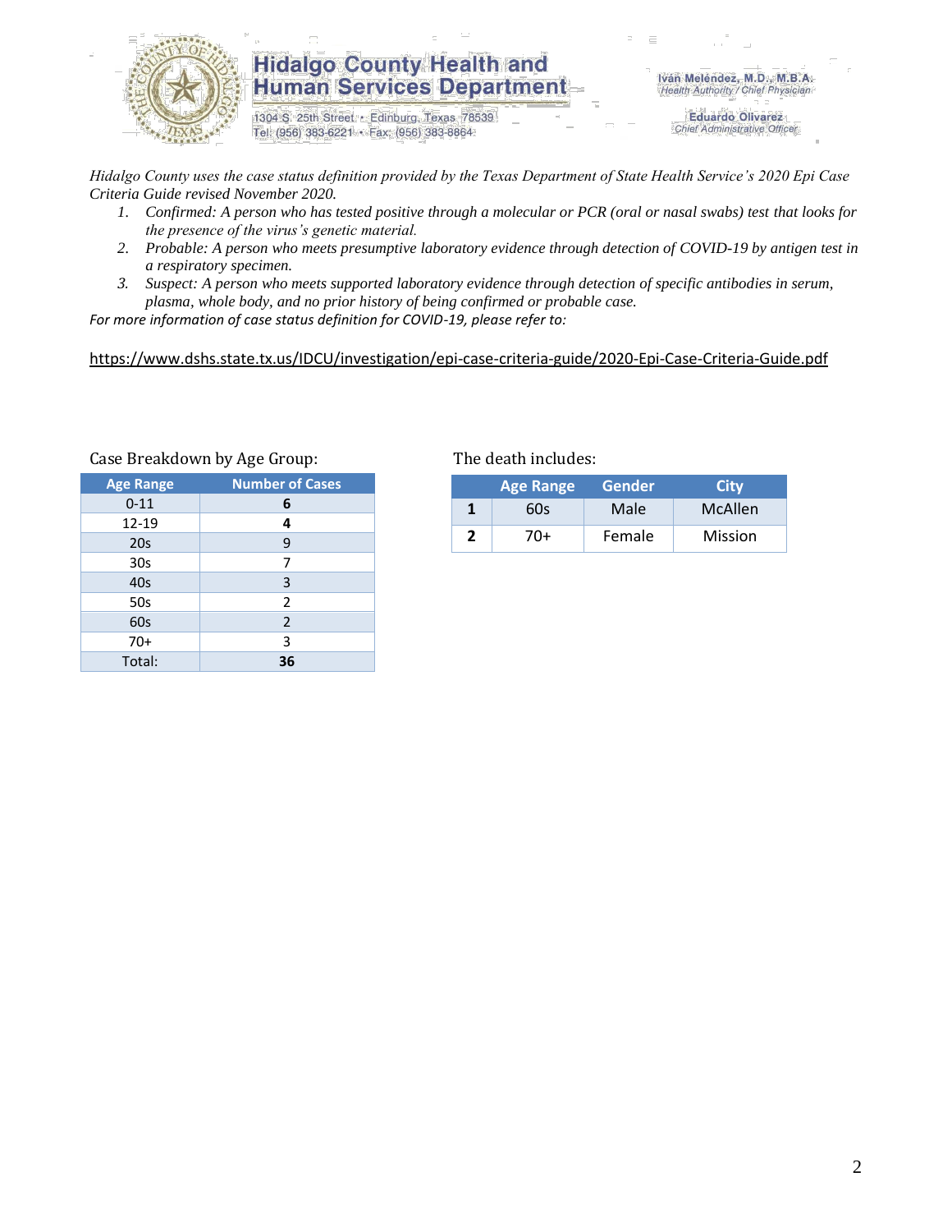# Hidalgo County Health and Human Services Department

1304 S. 25th Street • Edinburg, Texas 78539
Tel: (956) 383-6221 • Fax: (956) 383-8864

**Iván Meléndez, M.D., M.B.A.**
*Health Authority / Chief Physician*

**Eduardo Olivarez**
*Chief Administrative Officer*

*Hidalgo County uses the case status definition provided by the Texas Department of State Health Service's 2020 Epi Case Criteria Guide revised November 2020.*

1. *Confirmed: A person who has tested positive through a molecular or PCR (oral or nasal swabs) test that looks for the presence of the virus's genetic material.*
2. *Probable: A person who meets presumptive laboratory evidence through detection of COVID-19 by antigen test in a respiratory specimen.*
3. *Suspect: A person who meets supported laboratory evidence through detection of specific antibodies in serum, plasma, whole body, and no prior history of being confirmed or probable case.*

*For more information of case status definition for COVID-19, please refer to:*

https://www.dshs.state.tx.us/IDCU/investigation/epi-case-criteria-guide/2020-Epi-Case-Criteria-Guide.pdf

Case Breakdown by Age Group:

| Age Range | Number of Cases |
|---|---|
| 0-11 | **6** |
| 12-19 | **4** |
| 20s | 9 |
| 30s | 7 |
| 40s | 3 |
| 50s | 2 |
| 60s | 2 |
| 70+ | 3 |
| Total: | **36** |

The death includes:

| | Age Range | Gender | City |
|---|---|---|---|
| **1** | 60s | Male | McAllen |
| **2** | 70+ | Female | Mission |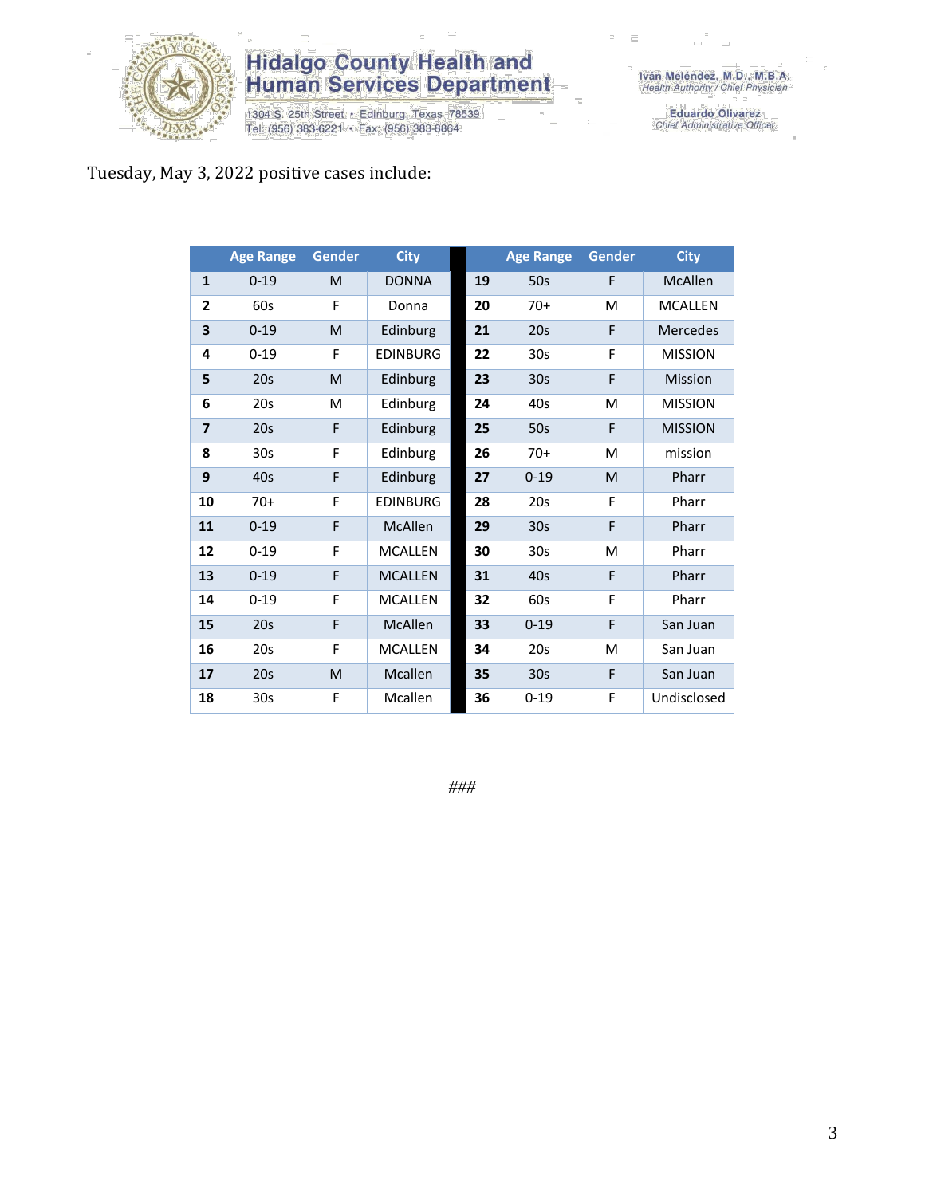Hidalgo County Health and Human Services Department

1304 S. 25th Street • Edinburg, Texas 78539
Tel: (956) 383-6221 • Fax: (956) 383-8864

Iván Meléndez, M.D., M.B.A.
Health Authority / Chief Physician

Eduardo Olivarez
Chief Administrative Officer

Tuesday, May 3, 2022 positive cases include:

| | Age Range | Gender | City | | Age Range | Gender | City |
|---|---|---|---|---|---|---|---|
| 1 | 0-19 | M | DONNA | 19 | 50s | F | McAllen |
| 2 | 60s | F | Donna | 20 | 70+ | M | MCALLEN |
| 3 | 0-19 | M | Edinburg | 21 | 20s | F | Mercedes |
| 4 | 0-19 | F | EDINBURG | 22 | 30s | F | MISSION |
| 5 | 20s | M | Edinburg | 23 | 30s | F | Mission |
| 6 | 20s | M | Edinburg | 24 | 40s | M | MISSION |
| 7 | 20s | F | Edinburg | 25 | 50s | F | MISSION |
| 8 | 30s | F | Edinburg | 26 | 70+ | M | mission |
| 9 | 40s | F | Edinburg | 27 | 0-19 | M | Pharr |
| 10 | 70+ | F | EDINBURG | 28 | 20s | F | Pharr |
| 11 | 0-19 | F | McAllen | 29 | 30s | F | Pharr |
| 12 | 0-19 | F | MCALLEN | 30 | 30s | M | Pharr |
| 13 | 0-19 | F | MCALLEN | 31 | 40s | F | Pharr |
| 14 | 0-19 | F | MCALLEN | 32 | 60s | F | Pharr |
| 15 | 20s | F | McAllen | 33 | 0-19 | F | San Juan |
| 16 | 20s | F | MCALLEN | 34 | 20s | M | San Juan |
| 17 | 20s | M | Mcallen | 35 | 30s | F | San Juan |
| 18 | 30s | F | Mcallen | 36 | 0-19 | F | Undisclosed |

###